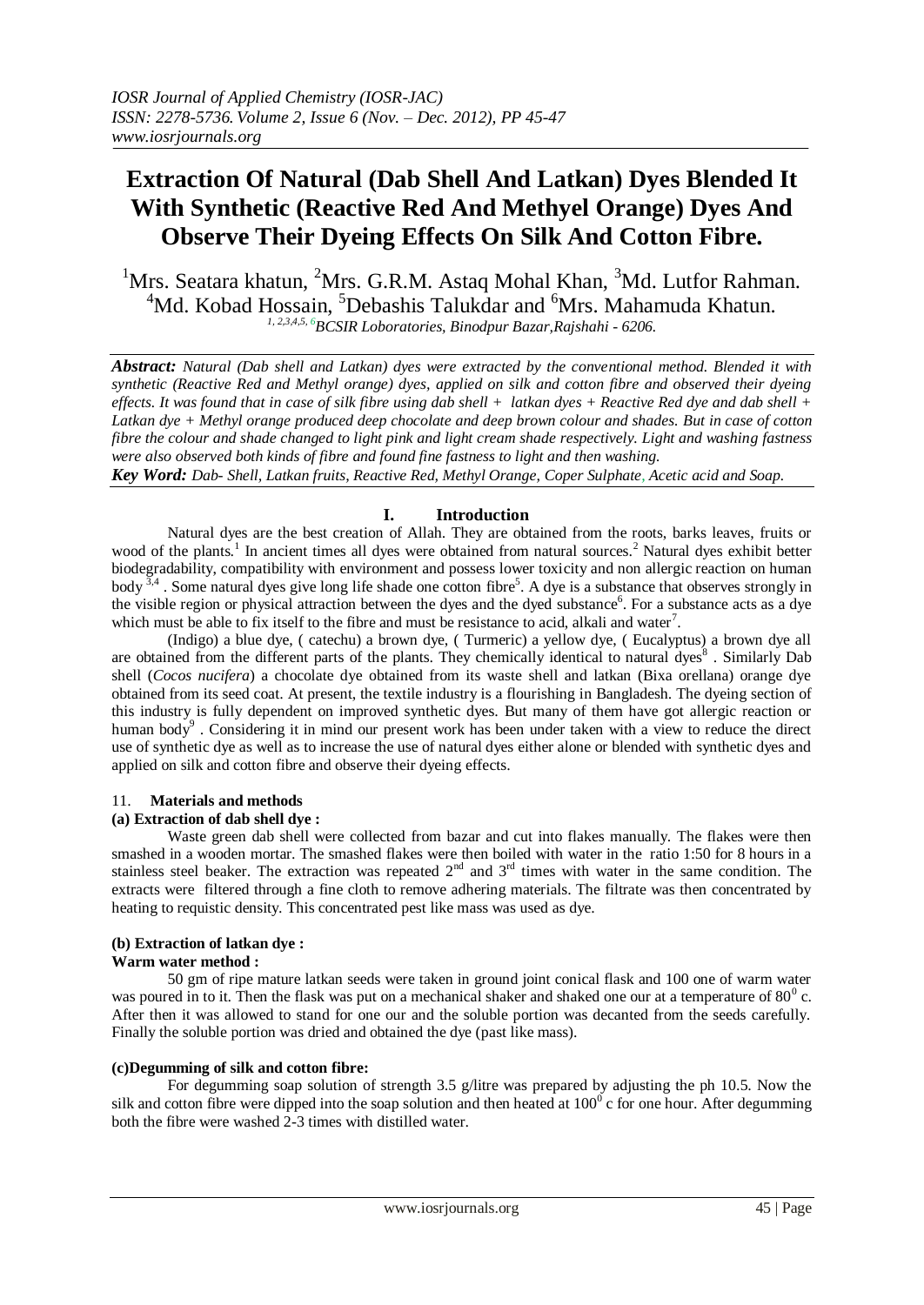# Extraction Of Natural (Dab Shell And Latkan) Dyes Blended It With Synthetic (Reactive Red And Methyel Orange) Dyes And Observe Their Dyeing Effects On Silk And Cotton Fibre.

[1]Mrs. Seatara khatun, [2]Mrs. G.R.M. Astaq Mohal Khan, [3]Md. Lutfor Rahman. [4]Md. Kobad Hossain, [5]Debashis Talukdar and [6]Mrs. Mahamuda Khatun.

*[1, 2,3,4,5, 6]BCSIR Loboratories, Binodpur Bazar,Rajshahi - 6206.*

***Abstract:*** *Natural (Dab shell and Latkan) dyes were extracted by the conventional method. Blended it with synthetic (Reactive Red and Methyl orange) dyes, applied on silk and cotton fibre and observed their dyeing effects. It was found that in case of silk fibre using dab shell + latkan dyes + Reactive Red dye and dab shell + Latkan dye + Methyl orange produced deep chocolate and deep brown colour and shades. But in case of cotton fibre the colour and shade changed to light pink and light cream shade respectively. Light and washing fastness were also observed both kinds of fibre and found fine fastness to light and then washing.*

***Key Word:*** *Dab- Shell, Latkan fruits, Reactive Red, Methyl Orange, Coper Sulphate, Acetic acid and Soap.*

## I. Introduction

Natural dyes are the best creation of Allah. They are obtained from the roots, barks leaves, fruits or wood of the plants.[1] In ancient times all dyes were obtained from natural sources.[2] Natural dyes exhibit better biodegradability, compatibility with environment and possess lower toxicity and non allergic reaction on human body [3,4] . Some natural dyes give long life shade one cotton fibre[5]. A dye is a substance that observes strongly in the visible region or physical attraction between the dyes and the dyed substance[6]. For a substance acts as a dye which must be able to fix itself to the fibre and must be resistance to acid, alkali and water[7].

(Indigo) a blue dye, ( catechu) a brown dye, ( Turmeric) a yellow dye, ( Eucalyptus) a brown dye all are obtained from the different parts of the plants. They chemically identical to natural dyes[8] . Similarly Dab shell (*Cocos nucifera*) a chocolate dye obtained from its waste shell and latkan (Bixa orellana) orange dye obtained from its seed coat. At present, the textile industry is a flourishing in Bangladesh. The dyeing section of this industry is fully dependent on improved synthetic dyes. But many of them have got allergic reaction or human body[9] . Considering it in mind our present work has been under taken with a view to reduce the direct use of synthetic dye as well as to increase the use of natural dyes either alone or blended with synthetic dyes and applied on silk and cotton fibre and observe their dyeing effects.

## 11. Materials and methods

### (a) Extraction of dab shell dye :

Waste green dab shell were collected from bazar and cut into flakes manually. The flakes were then smashed in a wooden mortar. The smashed flakes were then boiled with water in the ratio 1:50 for 8 hours in a stainless steel beaker. The extraction was repeated 2nd and 3rd times with water in the same condition. The extracts were filtered through a fine cloth to remove adhering materials. The filtrate was then concentrated by heating to requistic density. This concentrated pest like mass was used as dye.

### (b) Extraction of latkan dye :

**Warm water method :**

50 gm of ripe mature latkan seeds were taken in ground joint conical flask and 100 one of warm water was poured in to it. Then the flask was put on a mechanical shaker and shaked one our at a temperature of $80^0$ c. After then it was allowed to stand for one our and the soluble portion was decanted from the seeds carefully. Finally the soluble portion was dried and obtained the dye (past like mass).

### (c)Degumming of silk and cotton fibre:

For degumming soap solution of strength 3.5 g/litre was prepared by adjusting the ph 10.5. Now the silk and cotton fibre were dipped into the soap solution and then heated at $100^0$ c for one hour. After degumming both the fibre were washed 2-3 times with distilled water.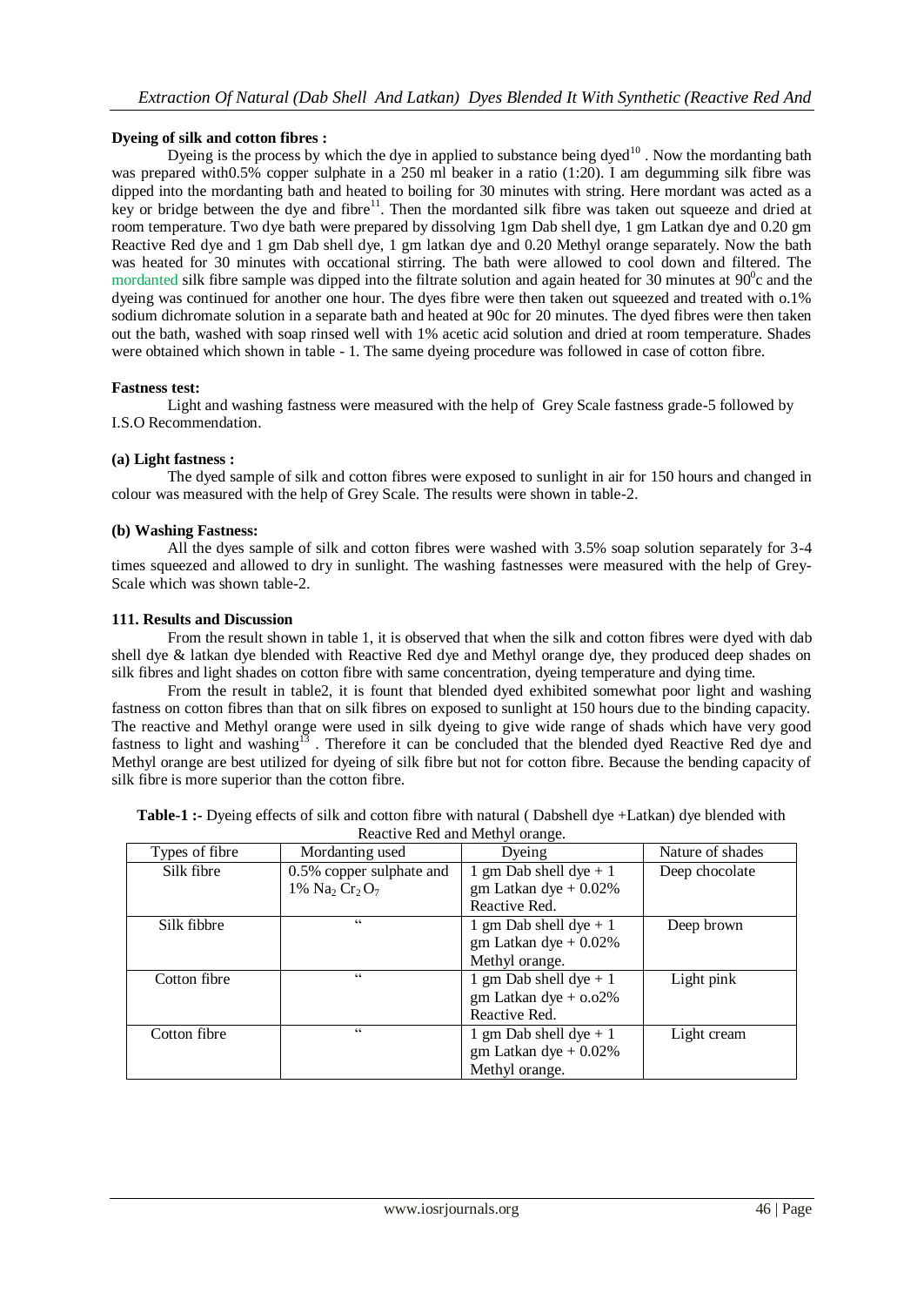**Dyeing of silk and cotton fibres :**

Dyeing is the process by which the dye in applied to substance being dyed[10] . Now the mordanting bath was prepared with0.5% copper sulphate in a 250 ml beaker in a ratio (1:20). I am degumming silk fibre was dipped into the mordanting bath and heated to boiling for 30 minutes with string. Here mordant was acted as a key or bridge between the dye and fibre[11]. Then the mordanted silk fibre was taken out squeeze and dried at room temperature. Two dye bath were prepared by dissolving 1gm Dab shell dye, 1 gm Latkan dye and 0.20 gm Reactive Red dye and 1 gm Dab shell dye, 1 gm latkan dye and 0.20 Methyl orange separately. Now the bath was heated for 30 minutes with occational stirring. The bath were allowed to cool down and filtered. The mordanted silk fibre sample was dipped into the filtrate solution and again heated for 30 minutes at $90^0$c and the dyeing was continued for another one hour. The dyes fibre were then taken out squeezed and treated with o.1% sodium dichromate solution in a separate bath and heated at 90c for 20 minutes. The dyed fibres were then taken out the bath, washed with soap rinsed well with 1% acetic acid solution and dried at room temperature. Shades were obtained which shown in table - 1. The same dyeing procedure was followed in case of cotton fibre.

**Fastness test:**

Light and washing fastness were measured with the help of Grey Scale fastness grade-5 followed by I.S.O Recommendation.

**(a) Light fastness :**

The dyed sample of silk and cotton fibres were exposed to sunlight in air for 150 hours and changed in colour was measured with the help of Grey Scale. The results were shown in table-2.

**(b) Washing Fastness:**

All the dyes sample of silk and cotton fibres were washed with 3.5% soap solution separately for 3-4 times squeezed and allowed to dry in sunlight. The washing fastnesses were measured with the help of Grey-Scale which was shown table-2.

**111. Results and Discussion**

From the result shown in table 1, it is observed that when the silk and cotton fibres were dyed with dab shell dye & latkan dye blended with Reactive Red dye and Methyl orange dye, they produced deep shades on silk fibres and light shades on cotton fibre with same concentration, dyeing temperature and dying time.

From the result in table2, it is fount that blended dyed exhibited somewhat poor light and washing fastness on cotton fibres than that on silk fibres on exposed to sunlight at 150 hours due to the binding capacity. The reactive and Methyl orange were used in silk dyeing to give wide range of shads which have very good fastness to light and washing[13] . Therefore it can be concluded that the blended dyed Reactive Red dye and Methyl orange are best utilized for dyeing of silk fibre but not for cotton fibre. Because the bending capacity of silk fibre is more superior than the cotton fibre.

**Table-1 :-** Dyeing effects of silk and cotton fibre with natural ( Dabshell dye +Latkan) dye blended with Reactive Red and Methyl orange.

| Types of fibre | Mordanting used | Dyeing | Nature of shades |
|---|---|---|---|
| Silk fibre | 0.5% copper sulphate and 1% $Na_2 Cr_2 O_7$ | 1 gm Dab shell dye + 1 gm Latkan dye + 0.02% Reactive Red. | Deep chocolate |
| Silk fibbre | " | 1 gm Dab shell dye + 1 gm Latkan dye + 0.02% Methyl orange. | Deep brown |
| Cotton fibre | " | 1 gm Dab shell dye + 1 gm Latkan dye + o.o2% Reactive Red. | Light pink |
| Cotton fibre | " | 1 gm Dab shell dye + 1 gm Latkan dye + 0.02% Methyl orange. | Light cream |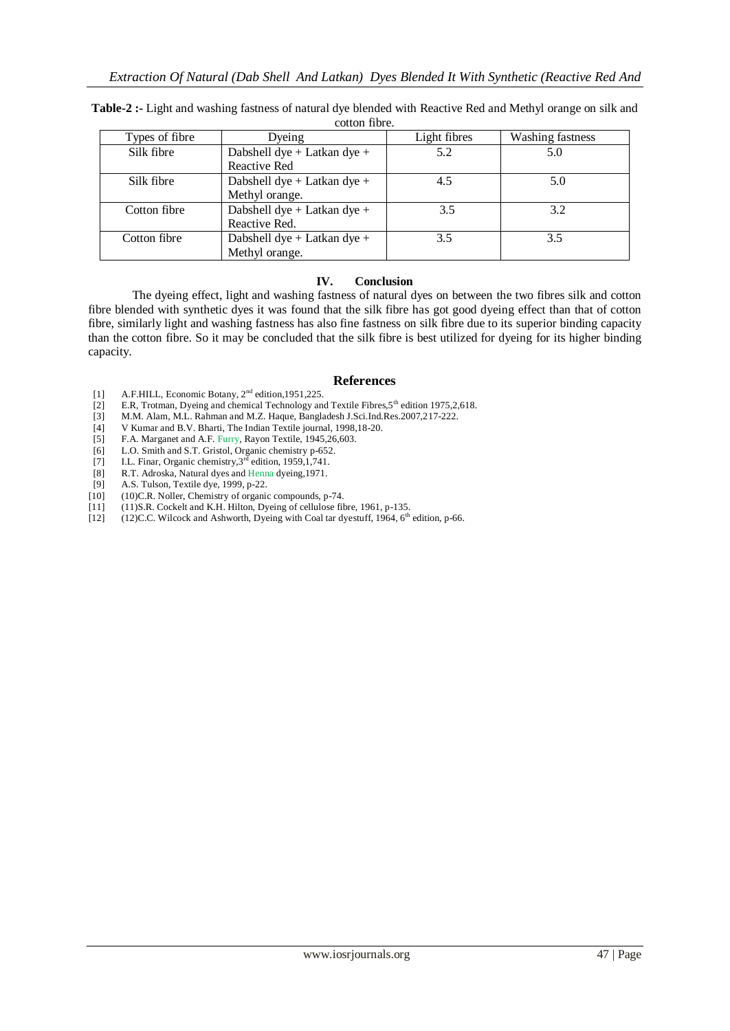**Table-2 :-** Light and washing fastness of natural dye blended with Reactive Red and Methyl orange on silk and cotton fibre.

| Types of fibre | Dyeing | Light fibres | Washing fastness |
|---|---|---|---|
| Silk fibre | Dabshell dye + Latkan dye + Reactive Red | 5.2 | 5.0 |
| Silk fibre | Dabshell dye + Latkan dye + Methyl orange. | 4.5 | 5.0 |
| Cotton fibre | Dabshell dye + Latkan dye + Reactive Red. | 3.5 | 3.2 |
| Cotton fibre | Dabshell dye + Latkan dye + Methyl orange. | 3.5 | 3.5 |

## IV. Conclusion

The dyeing effect, light and washing fastness of natural dyes on between the two fibres silk and cotton fibre blended with synthetic dyes it was found that the silk fibre has got good dyeing effect than that of cotton fibre, similarly light and washing fastness has also fine fastness on silk fibre due to its superior binding capacity than the cotton fibre. So it may be concluded that the silk fibre is best utilized for dyeing for its higher binding capacity.

## References

[1] A.F.HILL, Economic Botany, 2nd edition,1951,225.
[2] E.R, Trotman, Dyeing and chemical Technology and Textile Fibres,5th edition 1975,2,618.
[3] M.M. Alam, M.L. Rahman and M.Z. Haque, Bangladesh J.Sci.Ind.Res.2007,217-222.
[4] V Kumar and B.V. Bharti, The Indian Textile journal, 1998,18-20.
[5] F.A. Marganet and A.F. Furry, Rayon Textile, 1945,26,603.
[6] L.O. Smith and S.T. Gristol, Organic chemistry p-652.
[7] I.L. Finar, Organic chemistry,3rd edition, 1959,1,741.
[8] R.T. Adroska, Natural dyes and Henna dyeing,1971.
[9] A.S. Tulson, Textile dye, 1999, p-22.
[10] (10)C.R. Noller, Chemistry of organic compounds, p-74.
[11] (11)S.R. Cockelt and K.H. Hilton, Dyeing of cellulose fibre, 1961, p-135.
[12] (12)C.C. Wilcock and Ashworth, Dyeing with Coal tar dyestuff, 1964, 6th edition, p-66.